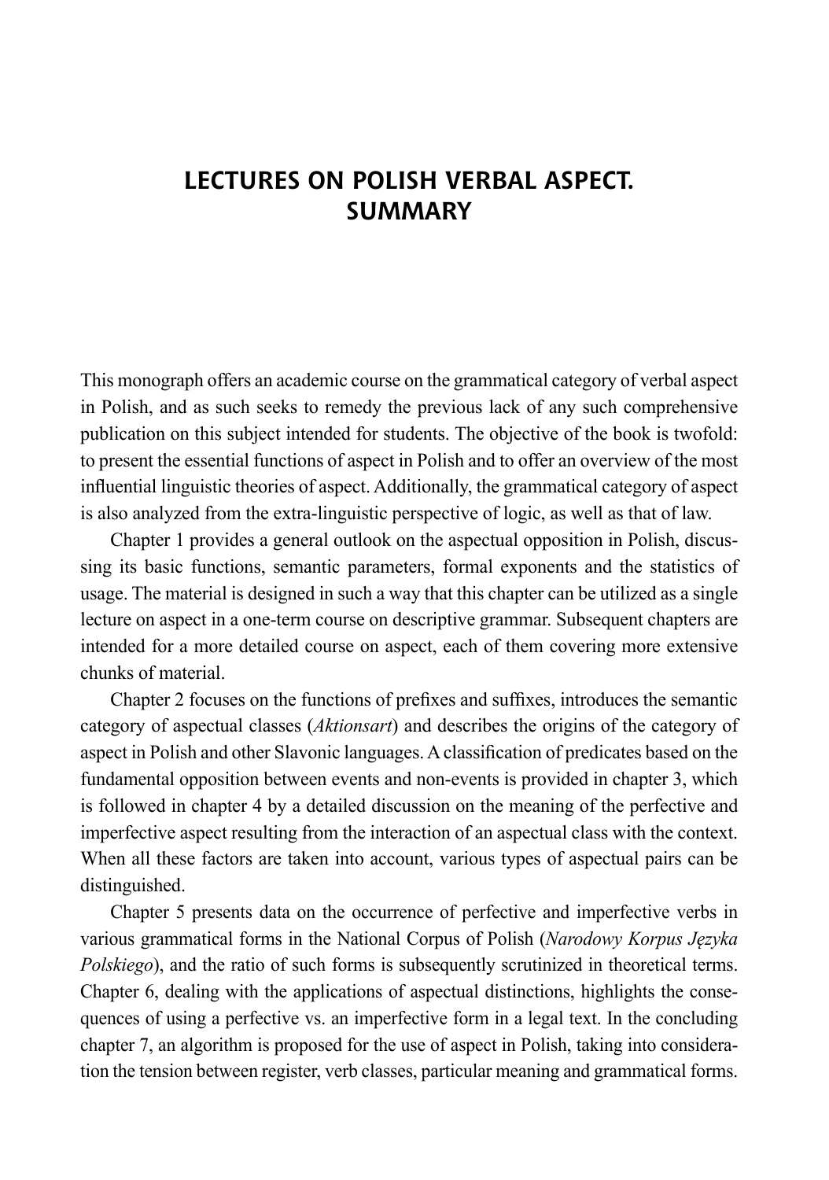# LECTURES ON POLISH VERBAL ASPECT. SUMMARY

This monograph offers an academic course on the grammatical category of verbal aspect in Polish, and as such seeks to remedy the previous lack of any such comprehensive publication on this subject intended for students. The objective of the book is twofold: to present the essential functions of aspect in Polish and to offer an overview of the most influential linguistic theories of aspect. Additionally, the grammatical category of aspect is also analyzed from the extra-linguistic perspective of logic, as well as that of law.

Chapter 1 provides a general outlook on the aspectual opposition in Polish, discussing its basic functions, semantic parameters, formal exponents and the statistics of usage. The material is designed in such a way that this chapter can be utilized as a single lecture on aspect in a one-term course on descriptive grammar. Subsequent chapters are intended for a more detailed course on aspect, each of them covering more extensive chunks of material.

Chapter 2 focuses on the functions of prefixes and suffixes, introduces the semantic category of aspectual classes (*Aktionsart*) and describes the origins of the category of aspect in Polish and other Slavonic languages. A classification of predicates based on the fundamental opposition between events and non-events is provided in chapter 3, which is followed in chapter 4 by a detailed discussion on the meaning of the perfective and imperfective aspect resulting from the interaction of an aspectual class with the context. When all these factors are taken into account, various types of aspectual pairs can be distinguished.

Chapter 5 presents data on the occurrence of perfective and imperfective verbs in various grammatical forms in the National Corpus of Polish (*Narodowy Korpus Języka Polskiego*), and the ratio of such forms is subsequently scrutinized in theoretical terms. Chapter 6, dealing with the applications of aspectual distinctions, highlights the consequences of using a perfective vs. an imperfective form in a legal text. In the concluding chapter 7, an algorithm is proposed for the use of aspect in Polish, taking into consideration the tension between register, verb classes, particular meaning and grammatical forms.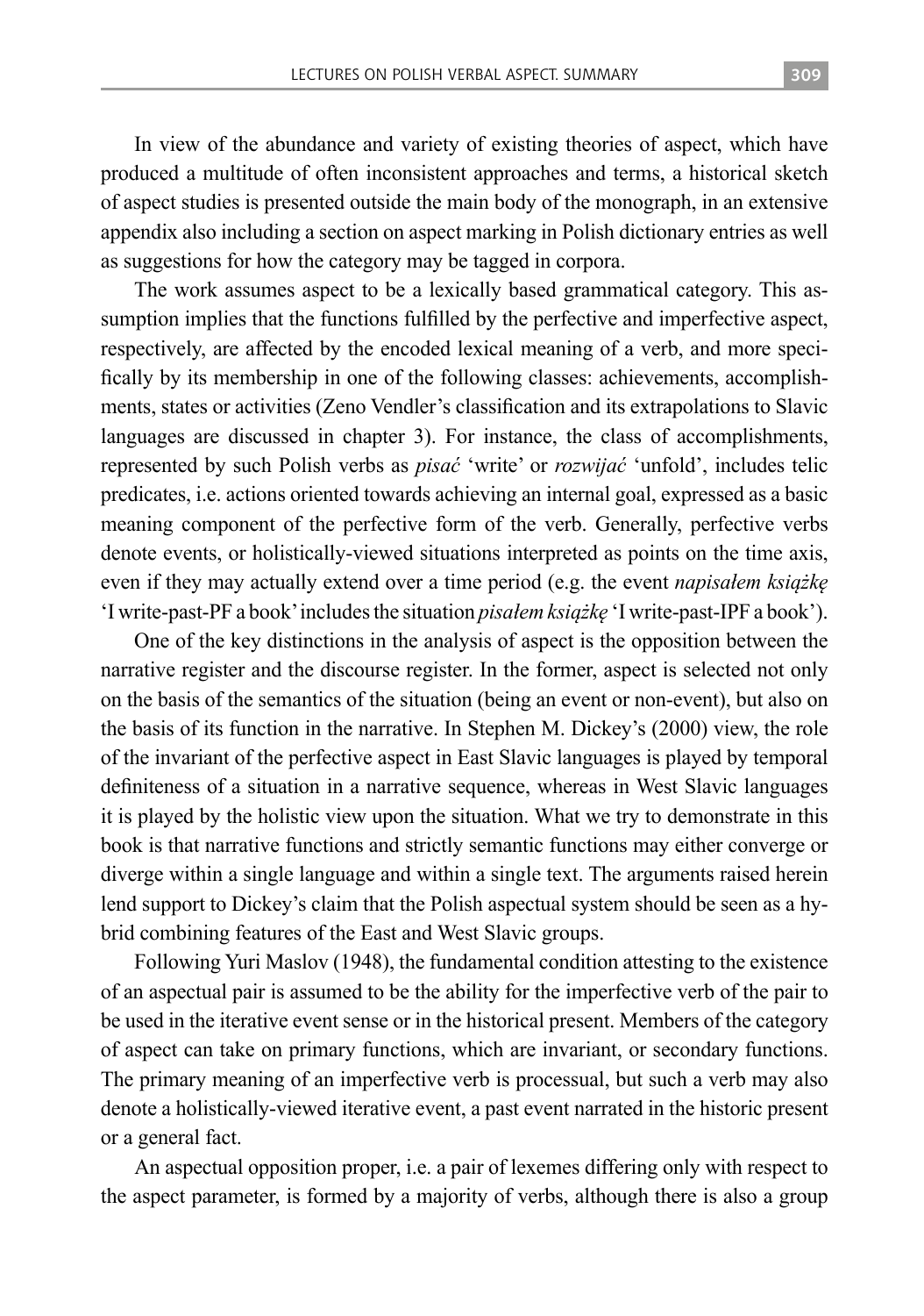In view of the abundance and variety of existing theories of aspect, which have produced a multitude of often inconsistent approaches and terms, a historical sketch of aspect studies is presented outside the main body of the monograph, in an extensive appendix also including a section on aspect marking in Polish dictionary entries as well as suggestions for how the category may be tagged in corpora.

The work assumes aspect to be a lexically based grammatical category. This assumption implies that the functions fulfilled by the perfective and imperfective aspect, respectively, are affected by the encoded lexical meaning of a verb, and more specifically by its membership in one of the following classes: achievements, accomplishments, states or activities (Zeno Vendler's classification and its extrapolations to Slavic languages are discussed in chapter 3). For instance, the class of accomplishments, represented by such Polish verbs as *pisać* 'write' or *rozwijać* 'unfold', includes telic predicates, i.e. actions oriented towards achieving an internal goal, expressed as a basic meaning component of the perfective form of the verb. Generally, perfective verbs denote events, or holistically-viewed situations interpreted as points on the time axis, even if they may actually extend over a time period (e.g. the event *napisałem książkę* 'I write-past-PF a book' includes the situation *pisałem książkę* 'I write-past-IPF a book').

One of the key distinctions in the analysis of aspect is the opposition between the narrative register and the discourse register. In the former, aspect is selected not only on the basis of the semantics of the situation (being an event or non-event), but also on the basis of its function in the narrative. In Stephen M. Dickey's (2000) view, the role of the invariant of the perfective aspect in East Slavic languages is played by temporal definiteness of a situation in a narrative sequence, whereas in West Slavic languages it is played by the holistic view upon the situation. What we try to demonstrate in this book is that narrative functions and strictly semantic functions may either converge or diverge within a single language and within a single text. The arguments raised herein lend support to Dickey's claim that the Polish aspectual system should be seen as a hybrid combining features of the East and West Slavic groups.

Following Yuri Maslov (1948), the fundamental condition attesting to the existence of an aspectual pair is assumed to be the ability for the imperfective verb of the pair to be used in the iterative event sense or in the historical present. Members of the category of aspect can take on primary functions, which are invariant, or secondary functions. The primary meaning of an imperfective verb is processual, but such a verb may also denote a holistically-viewed iterative event, a past event narrated in the historic present or a general fact.

An aspectual opposition proper, i.e. a pair of lexemes differing only with respect to the aspect parameter, is formed by a majority of verbs, although there is also a group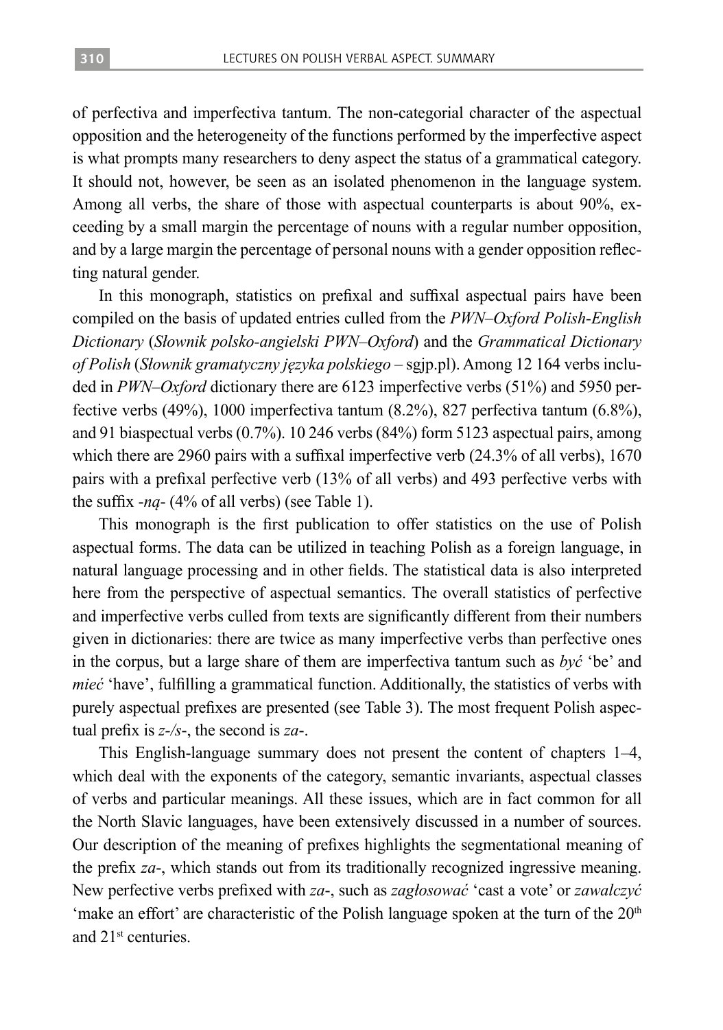of perfectiva and imperfectiva tantum. The non-categorial character of the aspectual opposition and the heterogeneity of the functions performed by the imperfective aspect is what prompts many researchers to deny aspect the status of a grammatical category. It should not, however, be seen as an isolated phenomenon in the language system. Among all verbs, the share of those with aspectual counterparts is about 90%, exceeding by a small margin the percentage of nouns with a regular number opposition, and by a large margin the percentage of personal nouns with a gender opposition reflecting natural gender.

In this monograph, statistics on prefixal and suffixal aspectual pairs have been compiled on the basis of updated entries culled from the *PWN–Oxford Polish-English Dictionary* (*Słownik polsko-angielski PWN–Oxford*) and the *Grammatical Dictionary of Polish* (*Słownik gramatyczny języka polskiego* – sgjp.pl). Among 12 164 verbs included in *PWN–Oxford* dictionary there are 6123 imperfective verbs (51%) and 5950 perfective verbs (49%), 1000 imperfectiva tantum (8.2%), 827 perfectiva tantum (6.8%), and 91 biaspectual verbs (0.7%). 10 246 verbs (84%) form 5123 aspectual pairs, among which there are 2960 pairs with a suffixal imperfective verb (24.3% of all verbs), 1670 pairs with a prefixal perfective verb (13% of all verbs) and 493 perfective verbs with the suffix *-ną-* (4% of all verbs) (see Table 1).

This monograph is the first publication to offer statistics on the use of Polish aspectual forms. The data can be utilized in teaching Polish as a foreign language, in natural language processing and in other fields. The statistical data is also interpreted here from the perspective of aspectual semantics. The overall statistics of perfective and imperfective verbs culled from texts are significantly different from their numbers given in dictionaries: there are twice as many imperfective verbs than perfective ones in the corpus, but a large share of them are imperfectiva tantum such as *być* 'be' and *mieć* 'have', fulfilling a grammatical function. Additionally, the statistics of verbs with purely aspectual prefixes are presented (see Table 3). The most frequent Polish aspectual prefix is *z-/s-*, the second is *za-*.

This English-language summary does not present the content of chapters 1–4, which deal with the exponents of the category, semantic invariants, aspectual classes of verbs and particular meanings. All these issues, which are in fact common for all the North Slavic languages, have been extensively discussed in a number of sources. Our description of the meaning of prefixes highlights the segmentational meaning of the prefix *za-*, which stands out from its traditionally recognized ingressive meaning. New perfective verbs prefixed with *za-*, such as *zagłosować* 'cast a vote' or *zawalczyć* 'make an effort' are characteristic of the Polish language spoken at the turn of the 20th and 21st centuries.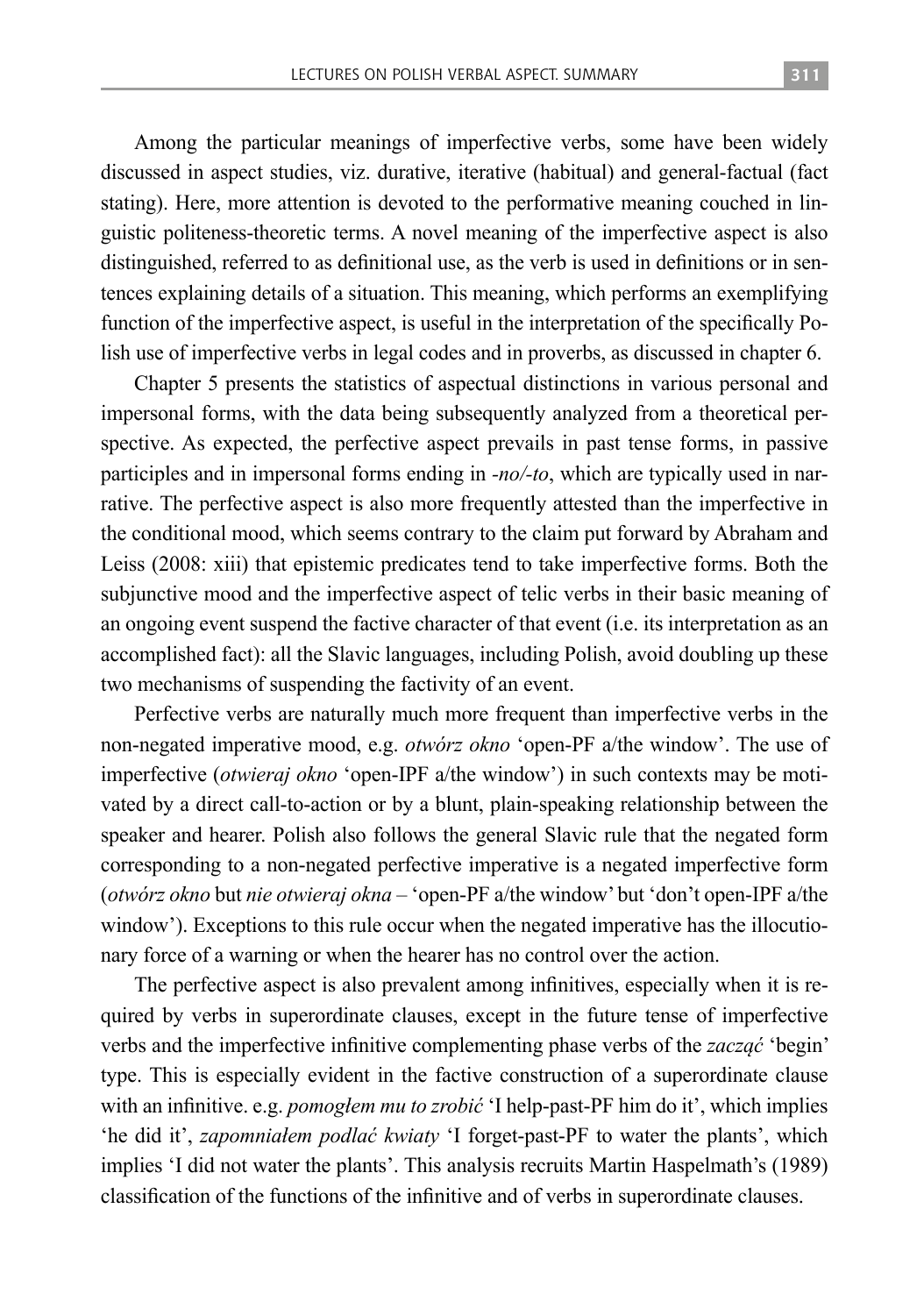Among the particular meanings of imperfective verbs, some have been widely discussed in aspect studies, viz. durative, iterative (habitual) and general-factual (fact stating). Here, more attention is devoted to the performative meaning couched in linguistic politeness-theoretic terms. A novel meaning of the imperfective aspect is also distinguished, referred to as definitional use, as the verb is used in definitions or in sentences explaining details of a situation. This meaning, which performs an exemplifying function of the imperfective aspect, is useful in the interpretation of the specifically Polish use of imperfective verbs in legal codes and in proverbs, as discussed in chapter 6.

Chapter 5 presents the statistics of aspectual distinctions in various personal and impersonal forms, with the data being subsequently analyzed from a theoretical perspective. As expected, the perfective aspect prevails in past tense forms, in passive participles and in impersonal forms ending in *-no/-to*, which are typically used in narrative. The perfective aspect is also more frequently attested than the imperfective in the conditional mood, which seems contrary to the claim put forward by Abraham and Leiss (2008: xiii) that epistemic predicates tend to take imperfective forms. Both the subjunctive mood and the imperfective aspect of telic verbs in their basic meaning of an ongoing event suspend the factive character of that event (i.e. its interpretation as an accomplished fact): all the Slavic languages, including Polish, avoid doubling up these two mechanisms of suspending the factivity of an event.

Perfective verbs are naturally much more frequent than imperfective verbs in the non-negated imperative mood, e.g. *otwórz okno* 'open-PF a/the window'. The use of imperfective (*otwieraj okno* 'open-IPF a/the window') in such contexts may be motivated by a direct call-to-action or by a blunt, plain-speaking relationship between the speaker and hearer. Polish also follows the general Slavic rule that the negated form corresponding to a non-negated perfective imperative is a negated imperfective form (*otwórz okno* but *nie otwieraj okna* – 'open-PF a/the window' but 'don't open-IPF a/the window'). Exceptions to this rule occur when the negated imperative has the illocutionary force of a warning or when the hearer has no control over the action.

The perfective aspect is also prevalent among infinitives, especially when it is required by verbs in superordinate clauses, except in the future tense of imperfective verbs and the imperfective infinitive complementing phase verbs of the *zacząć* 'begin' type. This is especially evident in the factive construction of a superordinate clause with an infinitive. e.g. *pomogłem mu to zrobić* 'I help-past-PF him do it', which implies 'he did it', *zapomniałem podlać kwiaty* 'I forget-past-PF to water the plants', which implies 'I did not water the plants'. This analysis recruits Martin Haspelmath's (1989) classification of the functions of the infinitive and of verbs in superordinate clauses.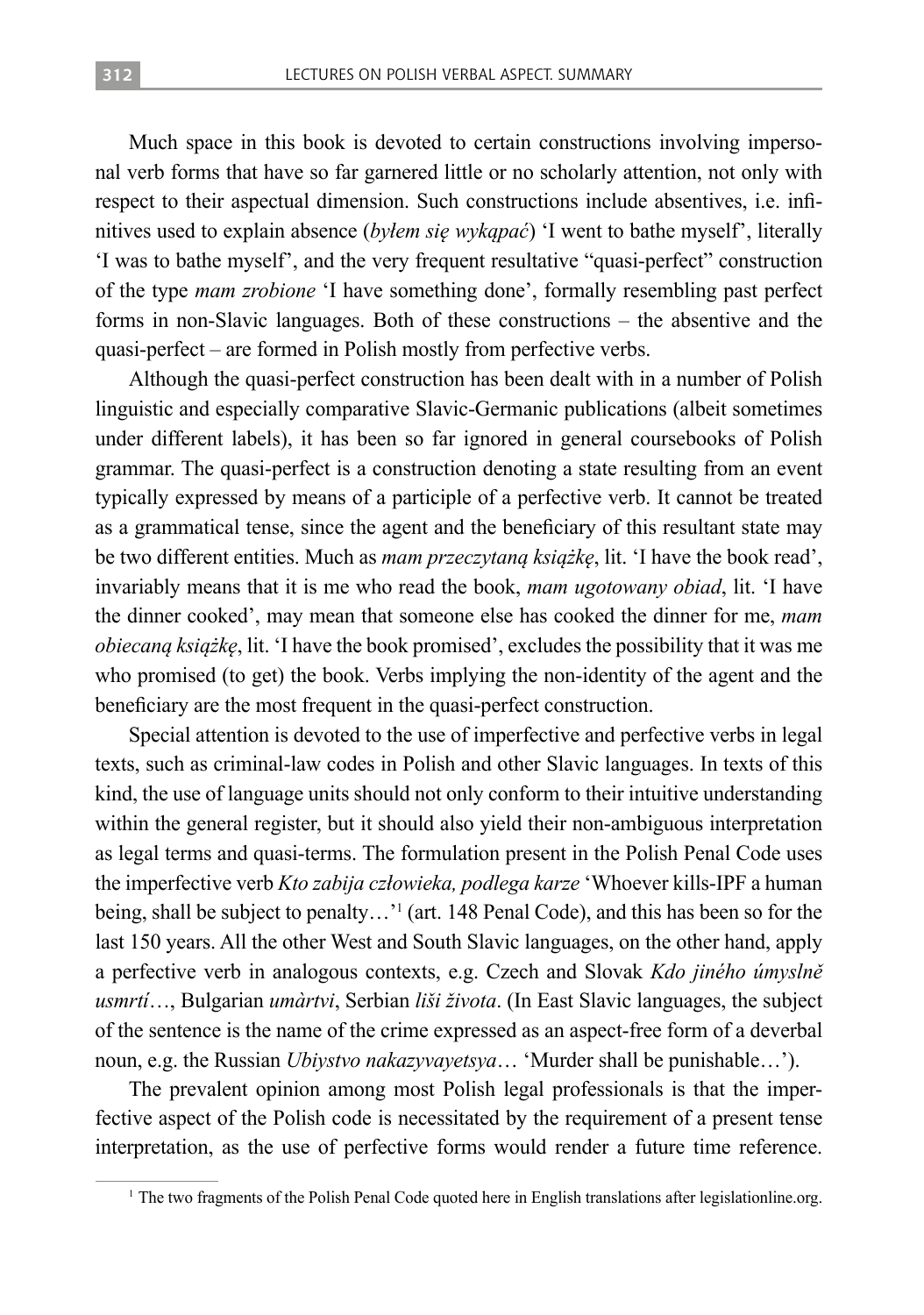Much space in this book is devoted to certain constructions involving impersonal verb forms that have so far garnered little or no scholarly attention, not only with respect to their aspectual dimension. Such constructions include absentives, i.e. infinitives used to explain absence (*byłem się wykąpać*) 'I went to bathe myself', literally 'I was to bathe myself', and the very frequent resultative "quasi-perfect" construction of the type *mam zrobione* 'I have something done', formally resembling past perfect forms in non-Slavic languages. Both of these constructions – the absentive and the quasi-perfect – are formed in Polish mostly from perfective verbs.

Although the quasi-perfect construction has been dealt with in a number of Polish linguistic and especially comparative Slavic-Germanic publications (albeit sometimes under different labels), it has been so far ignored in general coursebooks of Polish grammar. The quasi-perfect is a construction denoting a state resulting from an event typically expressed by means of a participle of a perfective verb. It cannot be treated as a grammatical tense, since the agent and the beneficiary of this resultant state may be two different entities. Much as *mam przeczytaną książkę*, lit. 'I have the book read', invariably means that it is me who read the book, *mam ugotowany obiad*, lit. 'I have the dinner cooked', may mean that someone else has cooked the dinner for me, *mam obiecaną książkę*, lit. 'I have the book promised', excludes the possibility that it was me who promised (to get) the book. Verbs implying the non-identity of the agent and the beneficiary are the most frequent in the quasi-perfect construction.

Special attention is devoted to the use of imperfective and perfective verbs in legal texts, such as criminal-law codes in Polish and other Slavic languages. In texts of this kind, the use of language units should not only conform to their intuitive understanding within the general register, but it should also yield their non-ambiguous interpretation as legal terms and quasi-terms. The formulation present in the Polish Penal Code uses the imperfective verb *Kto zabija człowieka, podlega karze* 'Whoever kills-IPF a human being, shall be subject to penalty…'[1] (art. 148 Penal Code), and this has been so for the last 150 years. All the other West and South Slavic languages, on the other hand, apply a perfective verb in analogous contexts, e.g. Czech and Slovak *Kdo jiného úmyslně usmrtí*…, Bulgarian *umàrtvi*, Serbian *liši života*. (In East Slavic languages, the subject of the sentence is the name of the crime expressed as an aspect-free form of a deverbal noun, e.g. the Russian *Ubiystvo nakazyvayetsya*… 'Murder shall be punishable…').

The prevalent opinion among most Polish legal professionals is that the imperfective aspect of the Polish code is necessitated by the requirement of a present tense interpretation, as the use of perfective forms would render a future time reference.

[1] The two fragments of the Polish Penal Code quoted here in English translations after legislationline.org.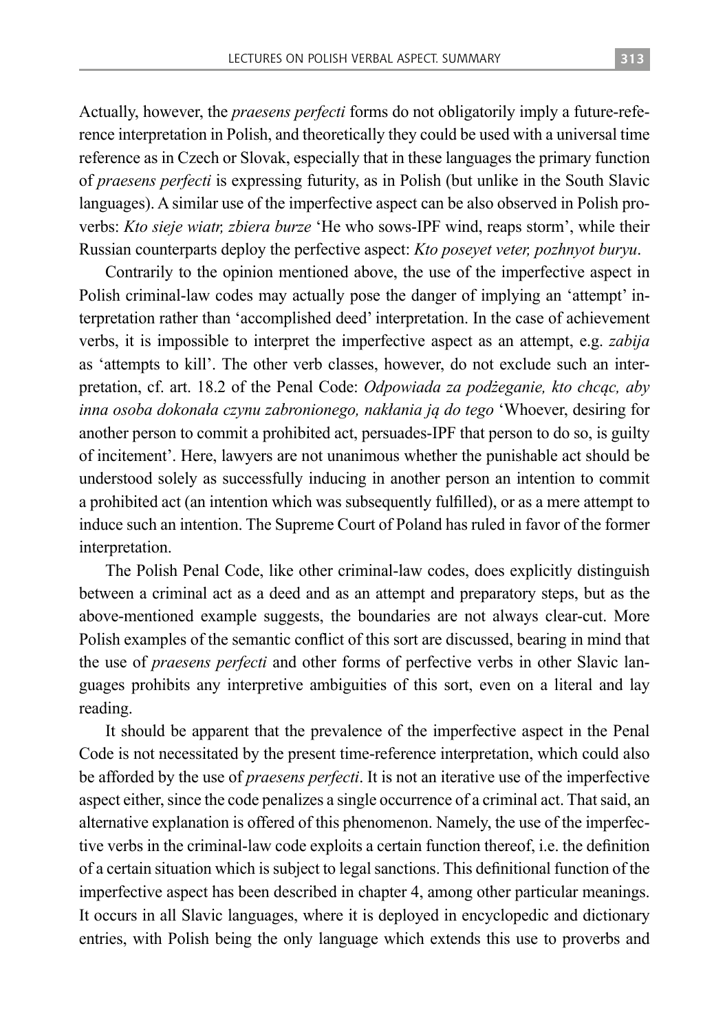Actually, however, the *praesens perfecti* forms do not obligatorily imply a future-reference interpretation in Polish, and theoretically they could be used with a universal time reference as in Czech or Slovak, especially that in these languages the primary function of *praesens perfecti* is expressing futurity, as in Polish (but unlike in the South Slavic languages). A similar use of the imperfective aspect can be also observed in Polish proverbs: *Kto sieje wiatr, zbiera burze* 'He who sows-IPF wind, reaps storm', while their Russian counterparts deploy the perfective aspect: *Kto poseyet veter, pozhnyot buryu*.

Contrarily to the opinion mentioned above, the use of the imperfective aspect in Polish criminal-law codes may actually pose the danger of implying an 'attempt' interpretation rather than 'accomplished deed' interpretation. In the case of achievement verbs, it is impossible to interpret the imperfective aspect as an attempt, e.g. *zabija* as 'attempts to kill'. The other verb classes, however, do not exclude such an interpretation, cf. art. 18.2 of the Penal Code: *Odpowiada za podżeganie, kto chcąc, aby inna osoba dokonała czynu zabronionego, nakłania ją do tego* 'Whoever, desiring for another person to commit a prohibited act, persuades-IPF that person to do so, is guilty of incitement'. Here, lawyers are not unanimous whether the punishable act should be understood solely as successfully inducing in another person an intention to commit a prohibited act (an intention which was subsequently fulfilled), or as a mere attempt to induce such an intention. The Supreme Court of Poland has ruled in favor of the former interpretation.

The Polish Penal Code, like other criminal-law codes, does explicitly distinguish between a criminal act as a deed and as an attempt and preparatory steps, but as the above-mentioned example suggests, the boundaries are not always clear-cut. More Polish examples of the semantic conflict of this sort are discussed, bearing in mind that the use of *praesens perfecti* and other forms of perfective verbs in other Slavic languages prohibits any interpretive ambiguities of this sort, even on a literal and lay reading.

It should be apparent that the prevalence of the imperfective aspect in the Penal Code is not necessitated by the present time-reference interpretation, which could also be afforded by the use of *praesens perfecti*. It is not an iterative use of the imperfective aspect either, since the code penalizes a single occurrence of a criminal act. That said, an alternative explanation is offered of this phenomenon. Namely, the use of the imperfective verbs in the criminal-law code exploits a certain function thereof, i.e. the definition of a certain situation which is subject to legal sanctions. This definitional function of the imperfective aspect has been described in chapter 4, among other particular meanings. It occurs in all Slavic languages, where it is deployed in encyclopedic and dictionary entries, with Polish being the only language which extends this use to proverbs and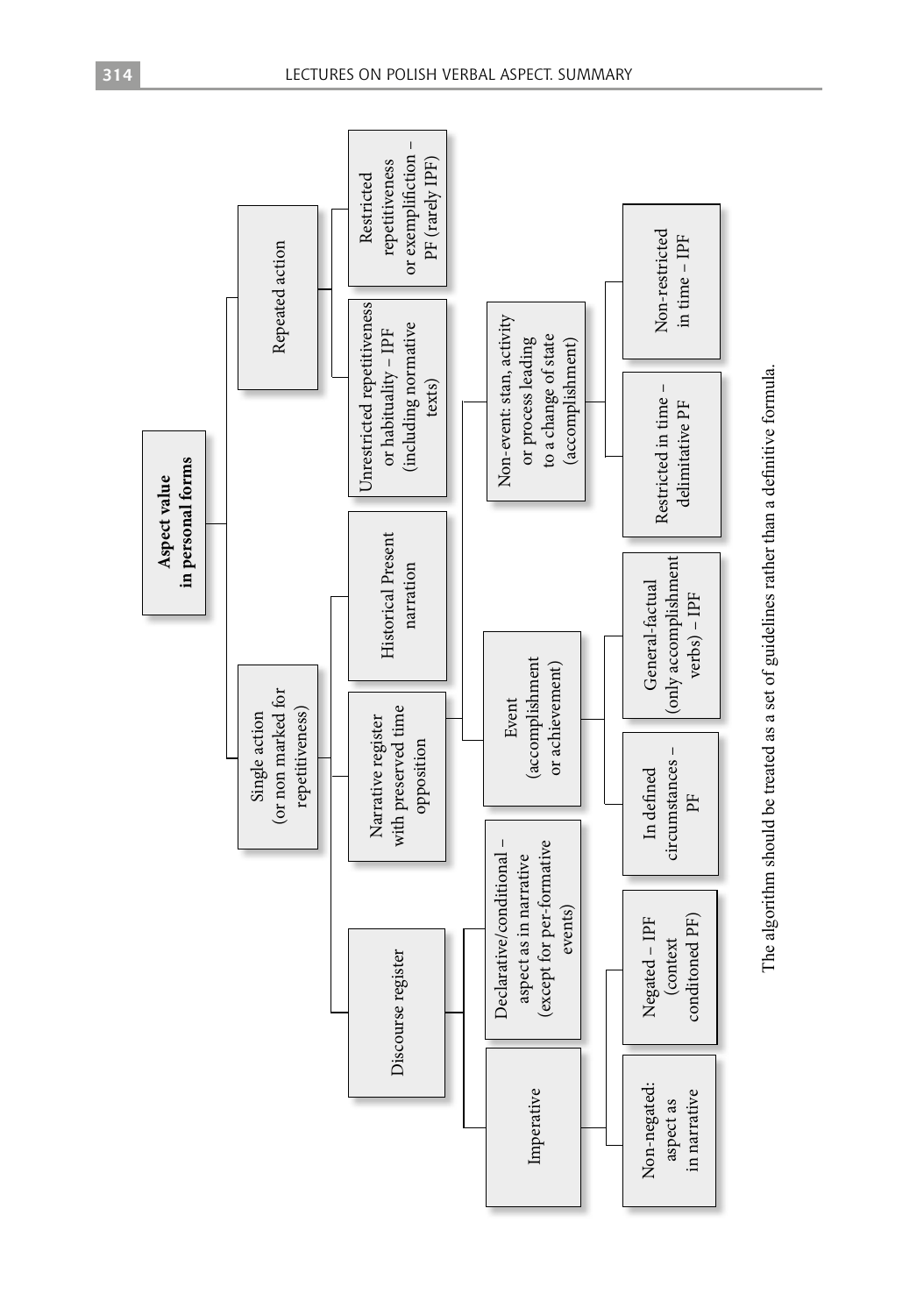**Aspect value in personal forms**

- Single action (or non marked for repetitiveness)
  - Discourse register
    - Imperative
      - Non-negated: aspect as in narrative
      - Negated – IPF (context conditoned PF)
    - Declarative/conditional – aspect as in narrative (except for per-formative events)
  - Narrative register with preserved time opposition
    - Event (accomplishment or achievement)
      - In defined circumstances – PF
      - General-factual (only accomplishment verbs) – IPF
    - Non-event: stan, activity or process leading to a change of state (accomplishment)
      - Restricted in time – delimitative PF
      - Non-restricted in time – IPF
  - Historical Present narration
- Repeated action
  - Unrestricted repetitiveness or habituality – IPF (including normative texts)
  - Restricted repetitiveness or exemplifiction – PF (rarely IPF)

The algorithm should be treated as a set of guidelines rather than a definitive formula.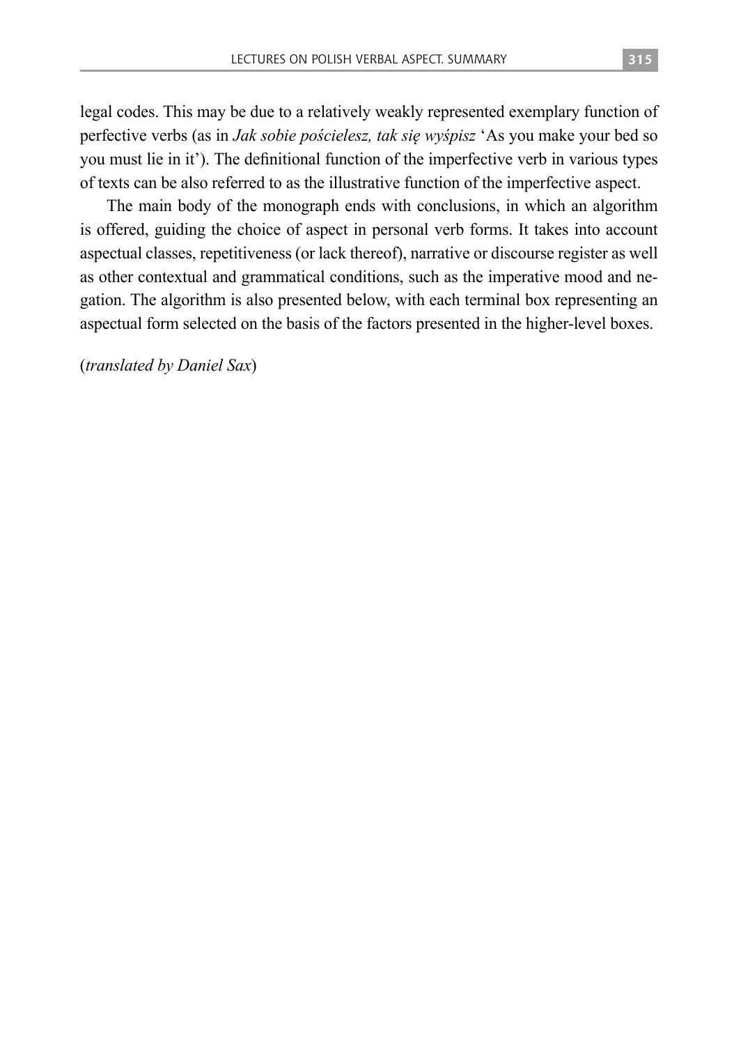legal codes. This may be due to a relatively weakly represented exemplary function of perfective verbs (as in *Jak sobie pościelesz, tak się wyśpisz* 'As you make your bed so you must lie in it'). The definitional function of the imperfective verb in various types of texts can be also referred to as the illustrative function of the imperfective aspect.

The main body of the monograph ends with conclusions, in which an algorithm is offered, guiding the choice of aspect in personal verb forms. It takes into account aspectual classes, repetitiveness (or lack thereof), narrative or discourse register as well as other contextual and grammatical conditions, such as the imperative mood and negation. The algorithm is also presented below, with each terminal box representing an aspectual form selected on the basis of the factors presented in the higher-level boxes.

(*translated by Daniel Sax*)